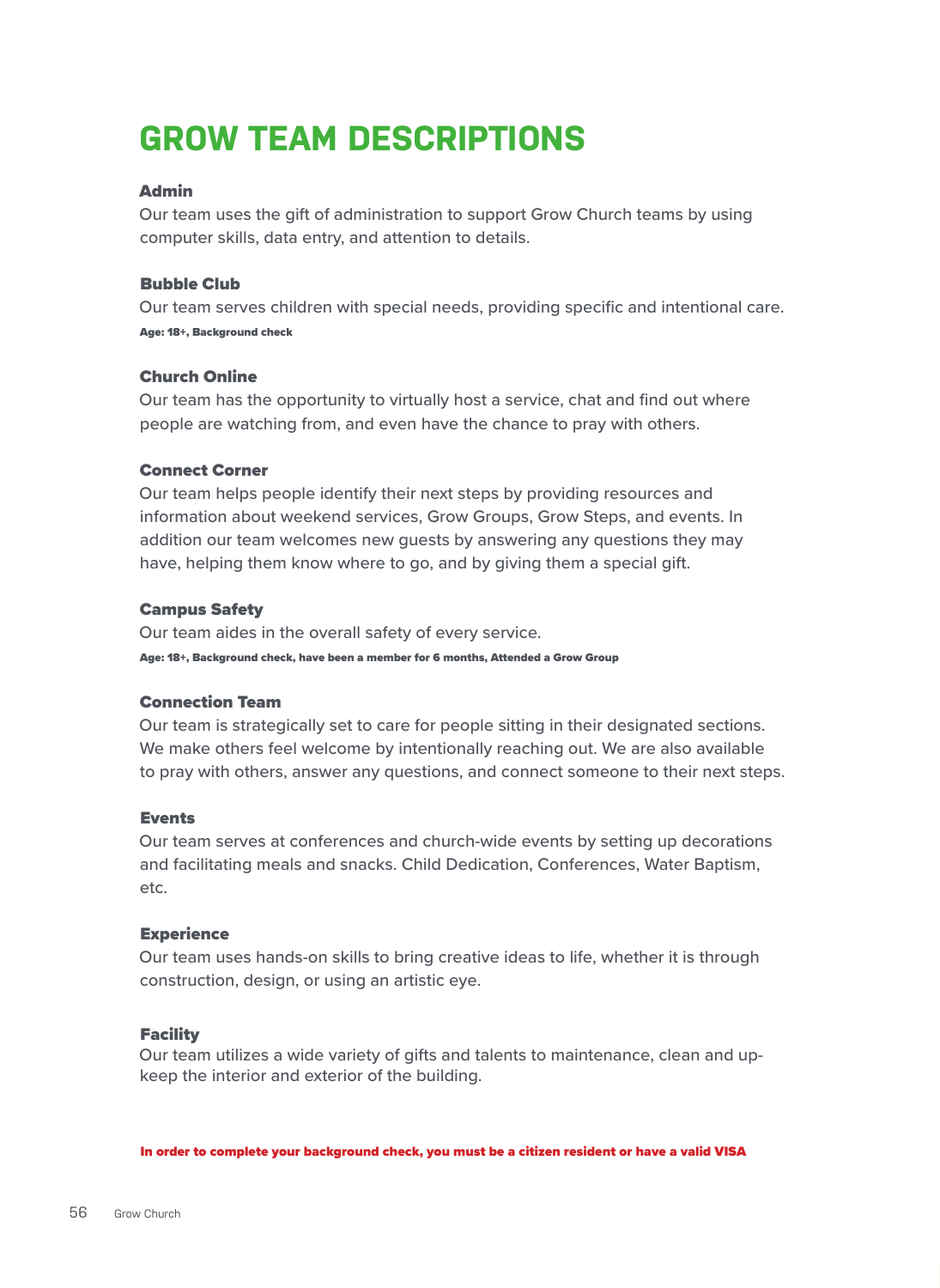# GROW TEAM DESCRIPTIONS

### Admin

Our team uses the gift of administration to support Grow Church teams by using computer skills, data entry, and attention to details.

### Bubble Club

Our team serves children with special needs, providing specific and intentional care.

**Age: 18+, Background check**

### Church Online

Our team has the opportunity to virtually host a service, chat and find out where people are watching from, and even have the chance to pray with others.

### Connect Corner

Our team helps people identify their next steps by providing resources and information about weekend services, Grow Groups, Grow Steps, and events. In addition our team welcomes new guests by answering any questions they may have, helping them know where to go, and by giving them a special gift.

### Campus Safety

Our team aides in the overall safety of every service.

**Age: 18+, Background check, have been a member for 6 months, Attended a Grow Group**

### Connection Team

Our team is strategically set to care for people sitting in their designated sections. We make others feel welcome by intentionally reaching out. We are also available to pray with others, answer any questions, and connect someone to their next steps.

### Events

Our team serves at conferences and church-wide events by setting up decorations and facilitating meals and snacks. Child Dedication, Conferences, Water Baptism, etc.

### Experience

Our team uses hands-on skills to bring creative ideas to life, whether it is through construction, design, or using an artistic eye.

### Facility

Our team utilizes a wide variety of gifts and talents to maintenance, clean and up-keep the interior and exterior of the building.

**In order to complete your background check, you must be a citizen resident or have a valid VISA**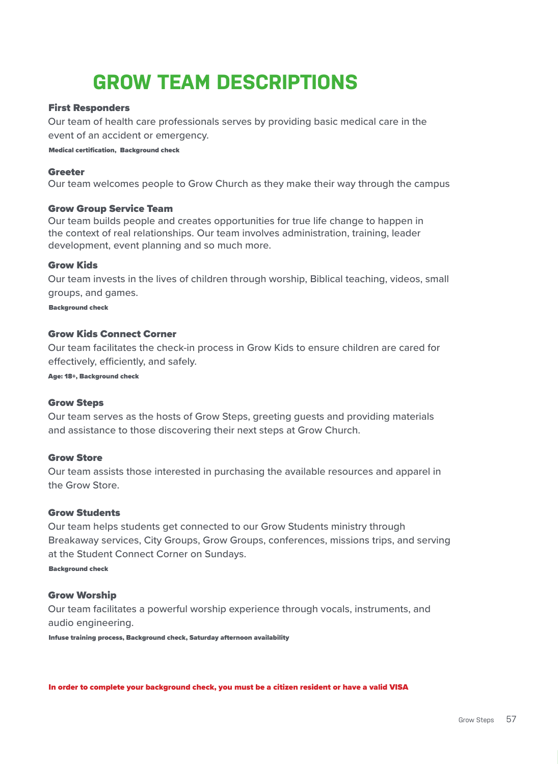# GROW TEAM DESCRIPTIONS

### First Responders

Our team of health care professionals serves by providing basic medical care in the event of an accident or emergency.

**Medical certification, Background check**

### Greeter

Our team welcomes people to Grow Church as they make their way through the campus

### Grow Group Service Team

Our team builds people and creates opportunities for true life change to happen in the context of real relationships. Our team involves administration, training, leader development, event planning and so much more.

### Grow Kids

Our team invests in the lives of children through worship, Biblical teaching, videos, small groups, and games.

**Background check**

### Grow Kids Connect Corner

Our team facilitates the check-in process in Grow Kids to ensure children are cared for effectively, efficiently, and safely.

**Age: 18+, Background check**

### Grow Steps

Our team serves as the hosts of Grow Steps, greeting guests and providing materials and assistance to those discovering their next steps at Grow Church.

### Grow Store

Our team assists those interested in purchasing the available resources and apparel in the Grow Store.

### Grow Students

Our team helps students get connected to our Grow Students ministry through Breakaway services, City Groups, Grow Groups, conferences, missions trips, and serving at the Student Connect Corner on Sundays.

**Background check**

### Grow Worship

Our team facilitates a powerful worship experience through vocals, instruments, and audio engineering.

**Infuse training process, Background check, Saturday afternoon availability**

**In order to complete your background check, you must be a citizen resident or have a valid VISA**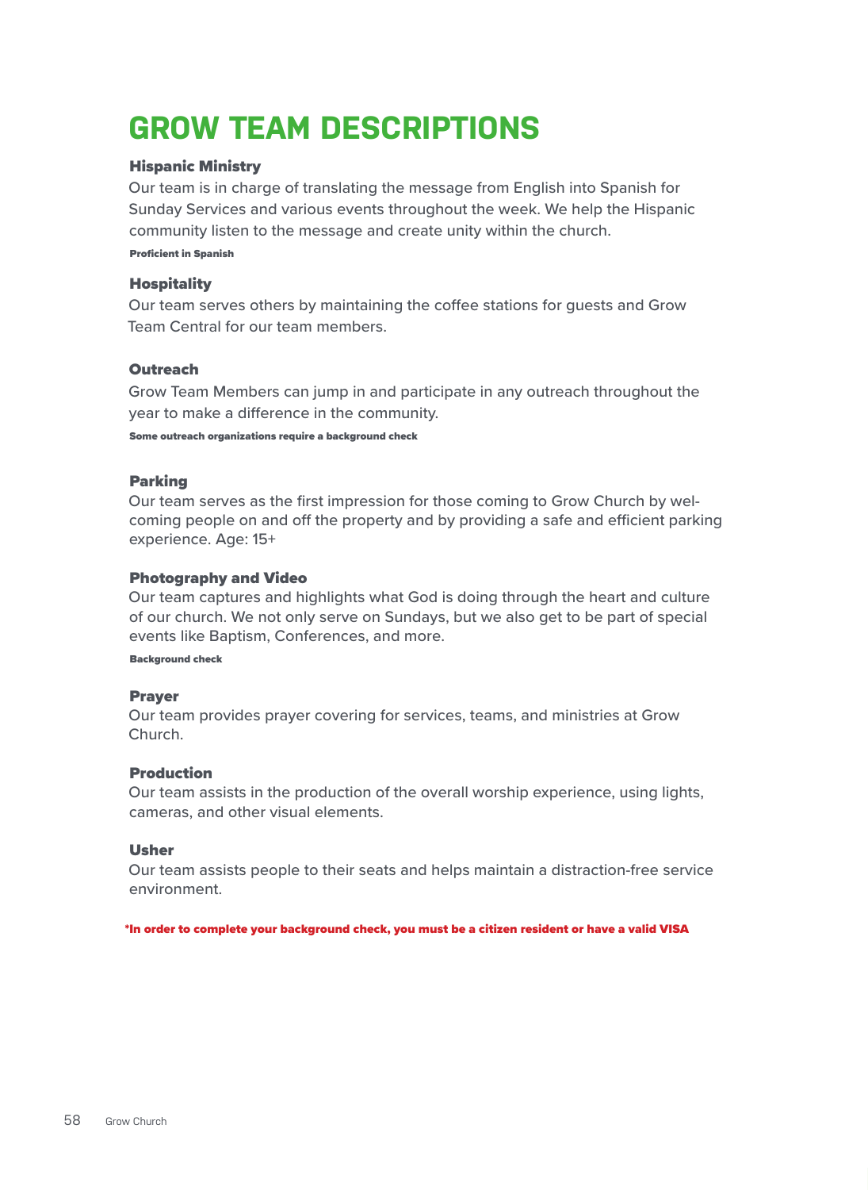# GROW TEAM DESCRIPTIONS

### Hispanic Ministry

Our team is in charge of translating the message from English into Spanish for Sunday Services and various events throughout the week. We help the Hispanic community listen to the message and create unity within the church.

**Proficient in Spanish**

### Hospitality

Our team serves others by maintaining the coffee stations for guests and Grow Team Central for our team members.

### Outreach

Grow Team Members can jump in and participate in any outreach throughout the year to make a difference in the community.

**Some outreach organizations require a background check**

### Parking

Our team serves as the first impression for those coming to Grow Church by welcoming people on and off the property and by providing a safe and efficient parking experience. Age: 15+

### Photography and Video

Our team captures and highlights what God is doing through the heart and culture of our church. We not only serve on Sundays, but we also get to be part of special events like Baptism, Conferences, and more.

**Background check**

### Prayer

Our team provides prayer covering for services, teams, and ministries at Grow Church.

### Production

Our team assists in the production of the overall worship experience, using lights, cameras, and other visual elements.

### Usher

Our team assists people to their seats and helps maintain a distraction-free service environment.

**\*In order to complete your background check, you must be a citizen resident or have a valid VISA**